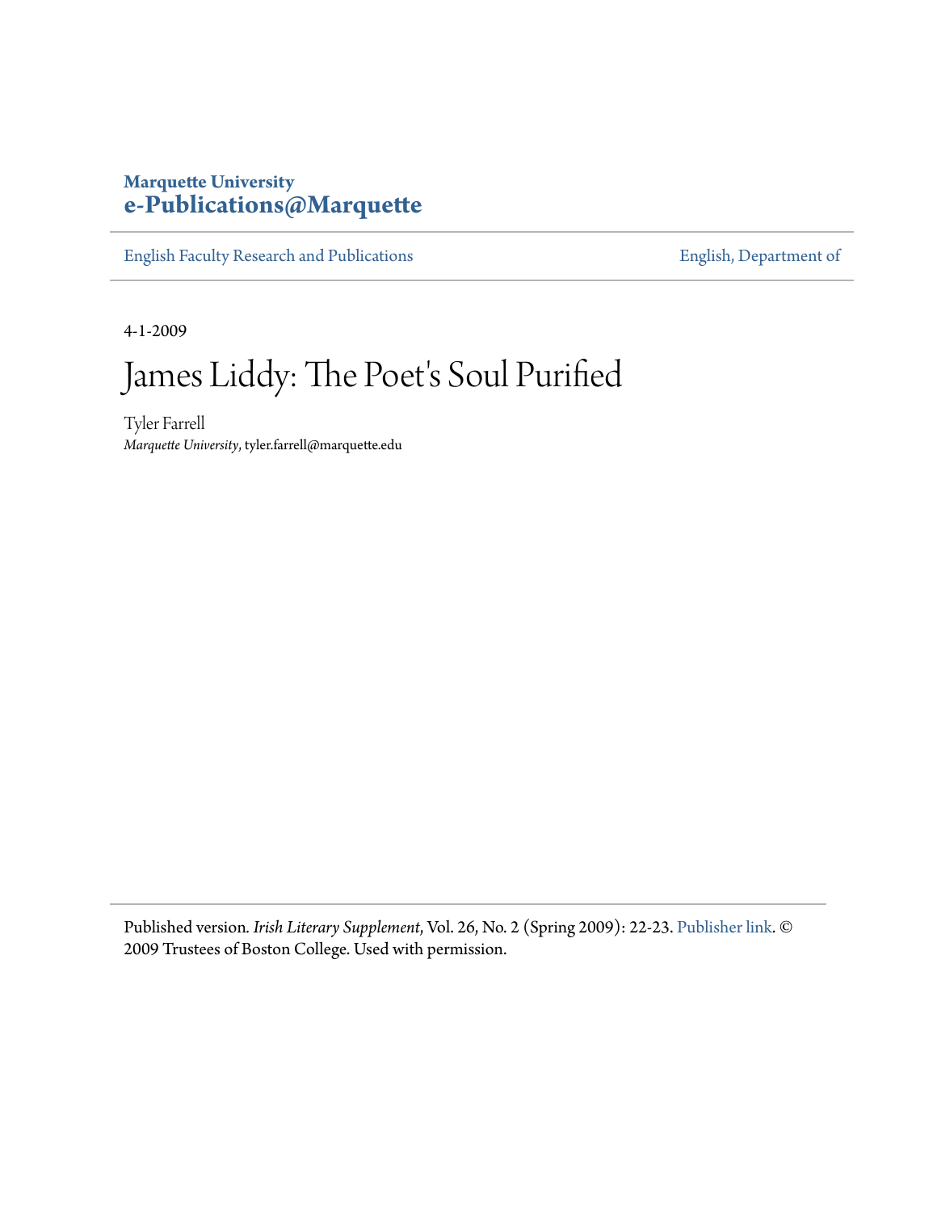**Marquette University**
**e-Publications@Marquette**

English Faculty Research and Publications | English, Department of

4-1-2009

# James Liddy: The Poet's Soul Purified

Tyler Farrell
*Marquette University*, tyler.farrell@marquette.edu

Published version. *Irish Literary Supplement*, Vol. 26, No. 2 (Spring 2009): 22-23. Publisher link. © 2009 Trustees of Boston College. Used with permission.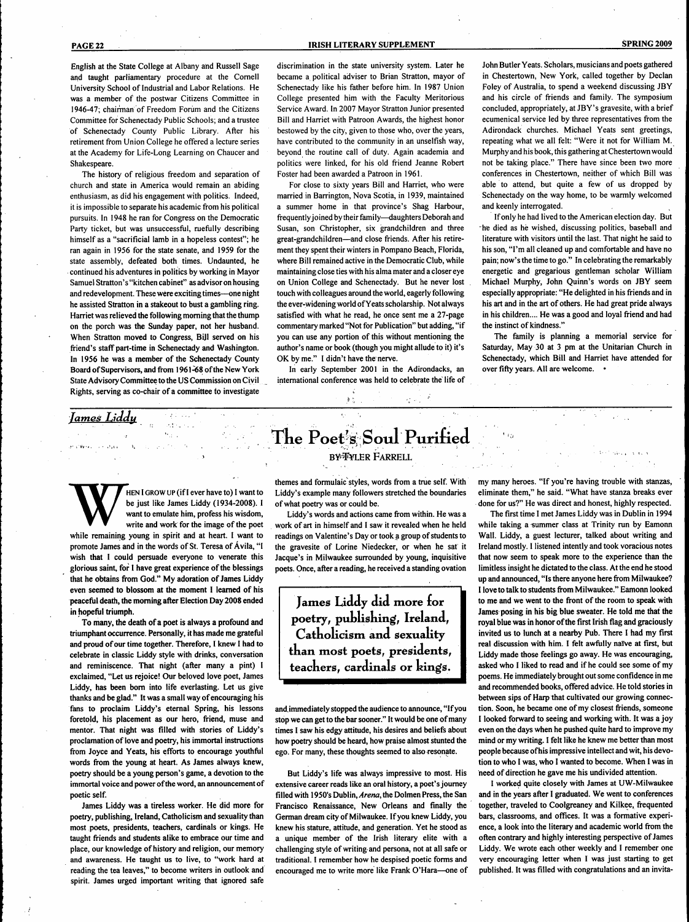English at the State College at Albany and Russell Sage and taught parliamentary procedure at the Cornell University School of Industrial and Labor Relations. He was a member of the postwar Citizens Committee in 1946-47; chairman of Freedom Forum and the Citizens Committee for Schenectady Public Schools; and a trustee of Schenectady County Public Library. After his retirement from Union College he offered a lecture series at the Academy for Life-Long Learning on Chaucer and Shakespeare.

The history of religious freedom and separation of church and state in America would remain an abiding enthusiasm, as did his engagement with politics. Indeed, it is impossible to separate his academic from his political pursuits. In 1948 he ran for Congress on the Democratic Party ticket, but was unsuccessful, ruefully describing himself as a "sacrificial lamb in a hopeless contest"; he ran again in 1956 for the state senate, and 1959 for the state assembly, defeated both times. Undaunted, he continued his adventures in politics by working in Mayor Samuel Stratton's "kitchen cabinet" as advisor on housing and redevelopment. These were exciting times—one night he assisted Stratton in a stakeout to bust a gambling ring. Harriet was relieved the following morning that the thump on the porch was the Sunday paper, not her husband. When Stratton moved to Congress, Bill served on his friend's staff part-time in Schenectady and Washington. In 1956 he was a member of the Schenectady County Board of Supervisors, and from 1961-68 of the New York State Advisory Committee to the US Commission on Civil Rights, serving as co-chair of a committee to investigate discrimination in the state university system. Later he became a political adviser to Brian Stratton, mayor of Schenectady like his father before him. In 1987 Union College presented him with the Faculty Meritorious Service Award. In 2007 Mayor Stratton Junior presented Bill and Harriet with Patroon Awards, the highest honor bestowed by the city, given to those who, over the years, have contributed to the community in an unselfish way, beyond the routine call of duty. Again academia and politics were linked, for his old friend Jeanne Robert Foster had been awarded a Patroon in 1961.

For close to sixty years Bill and Harriet, who were married in Barrington, Nova Scotia, in 1939, maintained a summer home in that province's Shag Harbour, frequently joined by their family—daughters Deborah and Susan, son Christopher, six grandchildren and three great-grandchildren—and close friends. After his retirement they spent their winters in Pompano Beach, Florida, where Bill remained active in the Democratic Club, while maintaining close ties with his alma mater and a closer eye on Union College and Schenectady. But he never lost touch with colleagues around the world, eagerly following the ever-widening world of Yeats scholarship. Not always satisfied with what he read, he once sent me a 27-page commentary marked "Not for Publication" but adding, "if you can use any portion of this without mentioning the author's name or book (though you might allude to it) it's OK by me." I didn't have the nerve.

In early September 2001 in the Adirondacks, an international conference was held to celebrate the life of John Butler Yeats. Scholars, musicians and poets gathered in Chestertown, New York, called together by Declan Foley of Australia, to spend a weekend discussing JBY and his circle of friends and family. The symposium concluded, appropriately, at JBY's gravesite, with a brief ecumenical service led by three representatives from the Adirondack churches. Michael Yeats sent greetings, repeating what we all felt: "Were it not for William M. Murphy and his book, this gathering at Chestertown would not be taking place." There have since been two more conferences in Chestertown, neither of which Bill was able to attend, but quite a few of us dropped by Schenectady on the way home, to be warmly welcomed and keenly interrogated.

If only he had lived to the American election day. But he died as he wished, discussing politics, baseball and literature with visitors until the last. That night he said to his son, "I'm all cleaned up and comfortable and have no pain; now's the time to go." In celebrating the remarkably energetic and gregarious gentleman scholar William Michael Murphy, John Quinn's words on JBY seem especially appropriate: "He delighted in his friends and in his art and in the art of others. He had great pride always in his children.... He was a good and loyal friend and had the instinct of kindness."

The family is planning a memorial service for Saturday, May 30 at 3 pm at the Unitarian Church in Schenectady, which Bill and Harriet have attended for over fifty years. All are welcome. •

*James Liddy*

# The Poet's Soul Purified

BY TYLER FARRELL

When I grow up (if I ever have to) I want to be just like James Liddy (1934-2008). I want to emulate him, profess his wisdom, write and work for the image of the poet while remaining young in spirit and at heart. I want to promote James and in the words of St. Teresa of Ávila, "I wish that I could persuade everyone to venerate this glorious saint, for I have great experience of the blessings that he obtains from God." My adoration of James Liddy even seemed to blossom at the moment I learned of his peaceful death, the morning after Election Day 2008 ended in hopeful triumph.

To many, the death of a poet is always a profound and triumphant occurrence. Personally, it has made me grateful and proud of our time together. Therefore, I knew I had to celebrate in classic Liddy style with drinks, conversation and reminiscence. That night (after many a pint) I exclaimed, "Let us rejoice! Our beloved love poet, James Liddy, has been born into life everlasting. Let us give thanks and be glad." It was a small way of encouraging his fans to proclaim Liddy's eternal Spring, his lessons foretold, his placement as our hero, friend, muse and mentor. That night was filled with stories of Liddy's proclamation of love and poetry, his immortal instructions from Joyce and Yeats, his efforts to encourage youthful words from the young at heart. As James always knew, poetry should be a young person's game, a devotion to the immortal voice and power of the word, an announcement of poetic self.

James Liddy was a tireless worker. He did more for poetry, publishing, Ireland, Catholicism and sexuality than most poets, presidents, teachers, cardinals or kings. He taught friends and students alike to embrace our time and place, our knowledge of history and religion, our memory and awareness. He taught us to live, to "work hard at reading the tea leaves," to become writers in outlook and spirit. James urged important writing that ignored safe themes and formulaic styles, words from a true self. With Liddy's example many followers stretched the boundaries of what poetry was or could be.

Liddy's words and actions came from within. He was a work of art in himself and I saw it revealed when he held readings on Valentine's Day or took a group of students to the gravesite of Lorine Niedecker, or when he sat in Jacque's in Milwaukee surrounded by young, inquisitive poets. Once, after a reading, he received a standing ovation and immediately stopped the audience to announce, "If you stop we can get to the bar sooner." It would be one of many times I saw his edgy attitude, his desires and beliefs about how poetry should be heard, how praise almost stunted the ego. For many, these thoughts seemed to also resonate.

> **James Liddy did more for poetry, publishing, Ireland, Catholicism and sexuality than most poets, presidents, teachers, cardinals or kings.**

But Liddy's life was always impressive to most. His extensive career reads like an oral history, a poet's journey filled with 1950's Dublin, *Arena*, the Dolmen Press, the San Francisco Renaissance, New Orleans and finally the German dream city of Milwaukee. If you knew Liddy, you knew his stature, attitude, and generation. Yet he stood as a unique member of the Irish literary elite with a challenging style of writing and persona, not at all safe or traditional. I remember how he despised poetic forms and encouraged me to write more like Frank O'Hara—one of my many heroes. "If you're having trouble with stanzas, eliminate them," he said. "What have stanza breaks ever done for us?" He was direct and honest, highly respected.

The first time I met James Liddy was in Dublin in 1994 while taking a summer class at Trinity run by Eamonn Wall. Liddy, a guest lecturer, talked about writing and Ireland mostly. I listened intently and took voracious notes that now seem to speak more to the experience than the limitless insight he dictated to the class. At the end he stood up and announced, "Is there anyone here from Milwaukee? I love to talk to students from Milwaukee." Eamonn looked to me and we went to the front of the room to speak with James posing in his big blue sweater. He told me that the royal blue was in honor of the first Irish flag and graciously invited us to lunch at a nearby Pub. There I had my first real discussion with him. I felt awfully naïve at first, but Liddy made those feelings go away. He was encouraging, asked who I liked to read and if he could see some of my poems. He immediately brought out some confidence in me and recommended books, offered advice. He told stories in between sips of Harp that cultivated our growing connection. Soon, he became one of my closest friends, someone I looked forward to seeing and working with. It was a joy even on the days when he pushed quite hard to improve my mind or my writing. I felt like he knew me better than most people because of his impressive intellect and wit, his devotion to who I was, who I wanted to become. When I was in need of direction he gave me his undivided attention.

I worked quite closely with James at UW-Milwaukee and in the years after I graduated. We went to conferences together, traveled to Coolgreaney and Kilkee, frequented bars, classrooms, and offices. It was a formative experience, a look into the literary and academic world from the often contrary and highly interesting perspective of James Liddy. We wrote each other weekly and I remember one very encouraging letter when I was just starting to get published. It was filled with congratulations and an invita-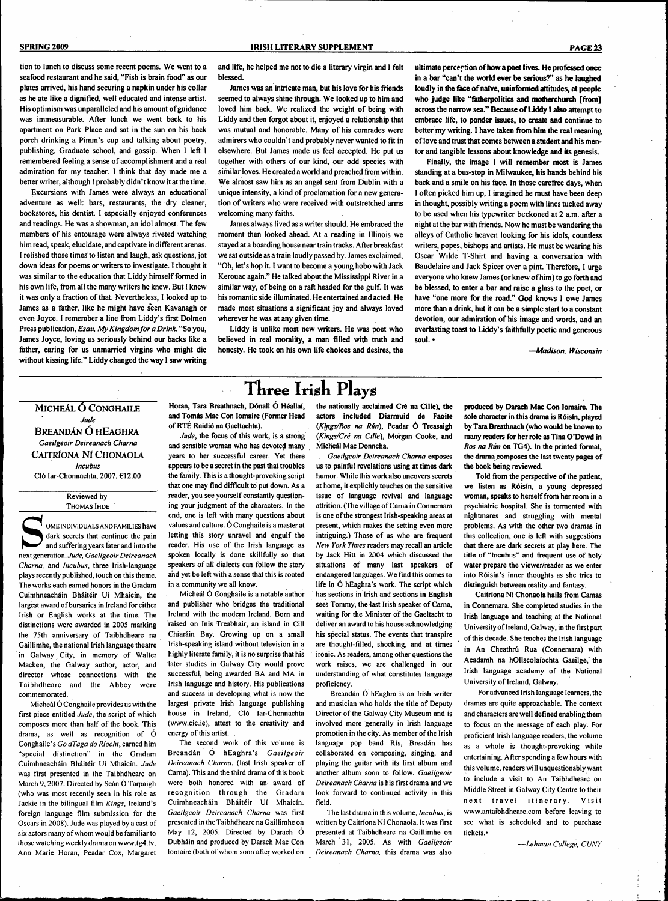tion to lunch to discuss some recent poems. We went to a seafood restaurant and he said, "Fish is brain food" as our plates arrived, his hand securing a napkin under his collar as he ate like a dignified, well educated and intense artist. His optimism was unparalleled and his amount of guidance was immeasurable. After lunch we went back to his apartment on Park Place and sat in the sun on his back porch drinking a Pimm's cup and talking about poetry, publishing, Graduate school, and gossip. When I left I remembered feeling a sense of accomplishment and a real admiration for my teacher. I think that day made me a better writer, although I probably didn't know it at the time.

Excursions with James were always an educational adventure as well: bars, restaurants, the dry cleaner, bookstores, his dentist. I especially enjoyed conferences and readings. He was a showman, an idol almost. The few members of his entourage were always riveted watching him read, speak, elucidate, and captivate in different arenas. I relished those times to listen and laugh, ask questions, jot down ideas for poems or writers to investigate. I thought it was similar to the education that Liddy himself formed in his own life, from all the many writers he knew. But I knew it was only a fraction of that. Nevertheless, I looked up to James as a father, like he might have seen Kavanagh or even Joyce. I remember a line from Liddy's first Dolmen Press publication, *Esau, My Kingdom for a Drink*. "So you, James Joyce, loving us seriously behind our backs like a father, caring for us unmarried virgins who might die without kissing life." Liddy changed the way I saw writing and life, he helped me not to die a literary virgin and I felt blessed.

James was an intricate man, but his love for his friends seemed to always shine through. We looked up to him and loved him back. We realized the weight of being with Liddy and then forgot about it, enjoyed a relationship that was mutual and honorable. Many of his comrades were admirers who couldn't and probably never wanted to fit in elsewhere. But James made us feel accepted. He put us together with others of our kind, our odd species with similar loves. He created a world and preached from within. We almost saw him as an angel sent from Dublin with a unique intensity, a kind of proclamation for a new generation of writers who were received with outstretched arms welcoming many faiths.

James always lived as a writer should. He embraced the moment then looked ahead. At a reading in Illinois we stayed at a boarding house near train tracks. After breakfast we sat outside as a train loudly passed by. James exclaimed, "Oh, let's hop it. I want to become a young hobo with Jack Kerouac again." He talked about the Mississippi River in a similar way, of being on a raft headed for the gulf. It was his romantic side illuminated. He entertained and acted. He made most situations a significant joy and always loved wherever he was at any given time.

Liddy is unlike most new writers. He was poet who believed in real morality, a man filled with truth and honesty. He took on his own life choices and desires, the ultimate perception of how a poet lives. He professed once in a bar "can't the world ever be serious?" as he laughed loudly in the face of naïve, uninformed attitudes, at people who judge like "fatherpolitics and motherchurch [from] across the narrow sea." Because of Liddy I also attempt to embrace life, to ponder issues, to create and continue to better my writing. I have taken from him the real meaning of love and trust that comes between a student and his mentor and tangible lessons about knowledge and its genesis.

Finally, the image I will remember most is James standing at a bus-stop in Milwaukee, his hands behind his back and a smile on his face. In those carefree days, when I often picked him up, I imagined he must have been deep in thought, possibly writing a poem with lines tucked away to be used when his typewriter beckoned at 2 a.m. after a night at the bar with friends. Now he must be wandering the alleys of Catholic heaven looking for his idols, countless writers, popes, bishops and artists. He must be wearing his Oscar Wilde T-Shirt and having a conversation with Baudelaire and Jack Spicer over a pint. Therefore, I urge everyone who knew James (or knew of him) to go forth and be blessed, to enter a bar and raise a glass to the poet, or have "one more for the road." God knows I owe James more than a drink, but it can be a simple start to a constant devotion, our admiration of his image and words, and an everlasting toast to Liddy's faithfully poetic and generous soul. •

*—Madison, Wisconsin*

# Three Irish Plays

**MICHEÁL Ó CONGHAILE**
*Jude*
**BREANDÁN Ó HEAGHRA**
*Gaeilgeoir Deireanach Charna*
**CAITRÍONA NÍ CHONAOLA**
*Incubus*
Cló Iar-Chonnachta, 2007, €12.00

Reviewed by
THOMAS IHDE

Some individuals and families have dark secrets that continue the pain and suffering years later and into the next generation. *Jude, Gaeilgeoir Deireanach Charna,* and *Incubus*, three Irish-language plays recently published, touch on this theme. The works each earned honors in the Gradam Cuimhneacháin Bháitéir Uí Mhaicín, the largest award of bursaries in Ireland for either Irish or English works at the time. The distinctions were awarded in 2005 marking the 75th anniversary of Taibhdhearc na Gaillimhe, the national Irish language theatre in Galway City, in memory of Walter Macken, the Galway author, actor, and director whose connections with the Taibhdhearc and the Abbey were commemorated.

Micheál Ó Conghaile provides us with the first piece entitled *Jude*, the script of which composes more than half of the book. This drama, as well as recognition of Ó Conghaile's *Go dTaga do Ríocht*, earned him "special distinction" in the Gradam Cuimhneacháin Bháitéir Uí Mhaicín. *Jude* was first presented in the Taibhdhearc on March 9, 2007. Directed by Seán Ó Tarpaigh (who was most recently seen in his role as Jackie in the bilingual film *Kings*, Ireland's foreign language film submission for the Oscars in 2008). Jude was played by a cast of six actors many of whom would be familiar to those watching weekly drama on www.tg4.tv, Ann Marie Horan, Peadar Cox, Margaret Horan, Tara Breathnach, Dónall Ó Héallaí, and Tomás Mac Con Iomaire (Former Head of RTÉ Raidió na Gaeltachta).

*Jude*, the focus of this work, is a strong and sensible woman who has devoted many years to her successful career. Yet there appears to be a secret in the past that troubles the family. This is a thought-provoking script that one may find difficult to put down. As a reader, you see yourself constantly questioning your judgment of the characters. In the end, one is left with many questions about values and culture. Ó Conghaile is a master at letting this story unravel and engulf the reader. His use of the Irish language as spoken locally is done skillfully so that speakers of all dialects can follow the story and yet be left with a sense that this is rooted in a community we all know.

Micheál Ó Conghaile is a notable author and publisher who bridges the traditional Ireland with the modern Ireland. Born and raised on Inis Treabhair, an island in Cill Chiaráin Bay. Growing up on a small Irish-speaking island without television in a highly literate family, it is no surprise that his later studies in Galway City would prove successful, being awarded BA and MA in Irish language and history. His publications and success in developing what is now the largest private Irish language publishing house in Ireland, Cló Iar-Chonnachta (www.cic.ie), attest to the creativity and energy of this artist.

The second work of this volume is Breandán Ó hEaghra's *Gaeilgeoir Deireanach Charna*, (last Irish speaker of Carna). This and the third drama of this book were both honored with an award of recognition through the Gradam Cuimhneacháin Bháitéir Uí Mhaicín. *Gaeilgeoir Deireanach Charna* was first presented in the Taibhdhearc na Gaillimhe on May 12, 2005. Directed by Darach Ó Dubháin and produced by Darach Mac Con Iomaire (both of whom soon after worked on the nationally acclaimed Cré na Cille), the actors included Diarmuid de Faoite (*Kings/Ros na Rún*), Peadar Ó Treasaigh (*Kings/Cré na Cille*), Morgan Cooke, and Micheál Mac Donncha.

*Gaeilgeoir Deireanach Charna* exposes us to painful revelations using at times dark humor. While this work also uncovers secrets at home, it explicitly touches on the sensitive issue of language revival and language attrition. (The village of Carna in Connemara is one of the strongest Irish-speaking areas at present, which makes the setting even more intriguing.) Those of us who are frequent *New York Times* readers may recall an article by Jack Hitt in 2004 which discussed the situations of many last speakers of endangered languages. We find this comes to life in Ó hEaghra's work. The script which has sections in Irish and sections in English sees Tommy, the last Irish speaker of Carna, waiting for the Minister of the Gaeltacht to deliver an award to his house acknowledging his special status. The events that transpire are thought-filled, shocking, and at times ironic. As readers, among other questions the work raises, we are challenged in our understanding of what constitutes language proficiency.

Breandán Ó hEaghra is an Irish writer and musician who holds the title of Deputy Director of the Galway City Museum and is involved more generally in Irish language promotion in the city. As member of the Irish language pop band Rís, Breadán has collaborated on composing, singing, and playing the guitar with its first album and another album soon to follow. *Gaeilgeoir Deireanach Charna* is his first drama and we look forward to continued activity in this field.

The last drama in this volume, *Incubus*, is written by Caitríona Ní Chonaola. It was first presented at Taibhdhearc na Gaillimhe on March 31, 2005. As with *Gaeilgeoir Deireanach Charna,* this drama was also produced by Darach Mac Con Iomaire. The sole character in this drama is Róisín, played by Tara Breathnach (who would be known to many readers for her role as Tina O'Dowd in *Ros na Rún* on TG4). In the printed format, the drama composes the last twenty pages of the book being reviewed.

Told from the perspective of the patient, we listen as Róisín, a young depressed woman, speaks to herself from her room in a psychiatric hospital. She is tormented with nightmares and struggling with mental problems. As with the other two dramas in this collection, one is left with suggestions that there are dark secrets at play here. The title of "Incubus" and frequent use of holy water prepare the viewer/reader as we enter into Róisín's inner thoughts as she tries to distinguish between reality and fantasy.

Caitríona Ní Chonaola hails from Camas in Connemara. She completed studies in the Irish language and teaching at the National University of Ireland, Galway, in the first part of this decade. She teaches the Irish language in An Cheathrú Rua (Connemara) with Acadamh na hOllscolaíochta Gaeilge, the Irish language academy of the National University of Ireland, Galway.

For advanced Irish language learners, the dramas are quite approachable. The context and characters are well defined enabling them to focus on the message of each play. For proficient Irish language readers, the volume as a whole is thought-provoking while entertaining. After spending a few hours with this volume, readers will unquestionably want to include a visit to An Taibhdhearc on Middle Street in Galway City Centre to their next travel itinerary. Visit www.antaibhdhearc.com before leaving to see what is scheduled and to purchase tickets.•

*—Lehman College, CUNY*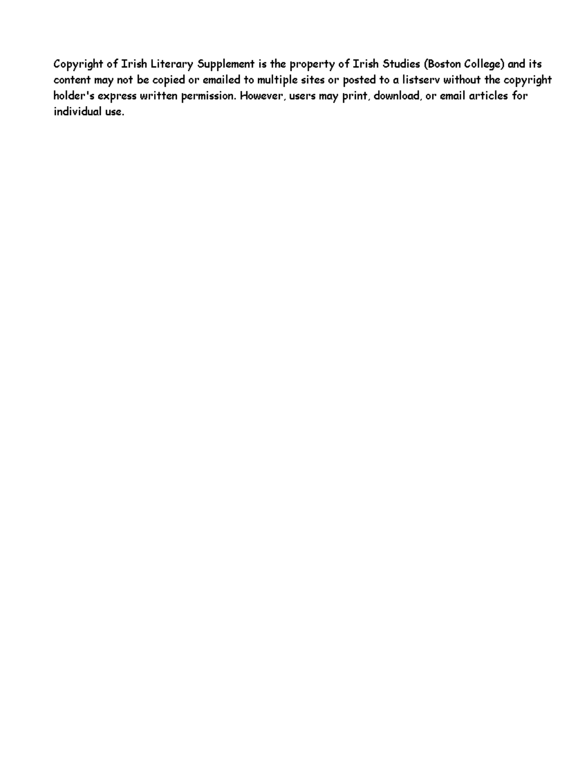Copyright of Irish Literary Supplement is the property of Irish Studies (Boston College) and its content may not be copied or emailed to multiple sites or posted to a listserv without the copyright holder's express written permission. However, users may print, download, or email articles for individual use.